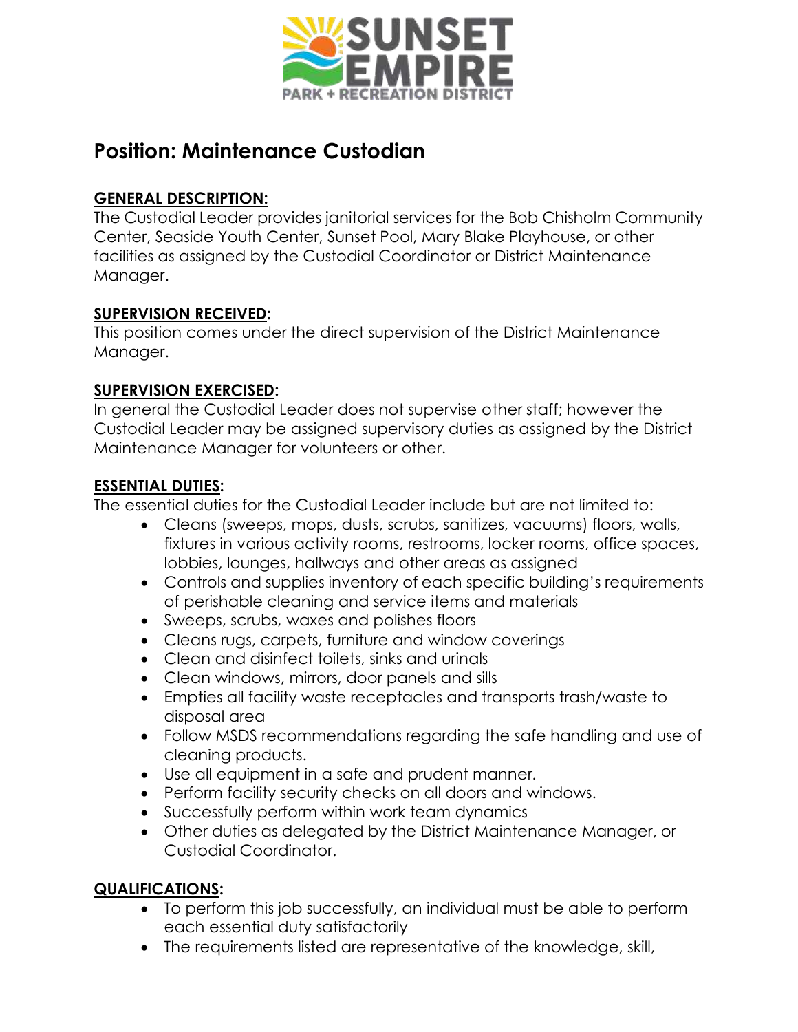SUNSET EMPIRE
PARK + RECREATION DISTRICT

# Position: Maintenance Custodian

## GENERAL DESCRIPTION:

The Custodial Leader provides janitorial services for the Bob Chisholm Community Center, Seaside Youth Center, Sunset Pool, Mary Blake Playhouse, or other facilities as assigned by the Custodial Coordinator or District Maintenance Manager.

## SUPERVISION RECEIVED:

This position comes under the direct supervision of the District Maintenance Manager.

## SUPERVISION EXERCISED:

In general the Custodial Leader does not supervise other staff; however the Custodial Leader may be assigned supervisory duties as assigned by the District Maintenance Manager for volunteers or other.

## ESSENTIAL DUTIES:

The essential duties for the Custodial Leader include but are not limited to:

- Cleans (sweeps, mops, dusts, scrubs, sanitizes, vacuums) floors, walls, fixtures in various activity rooms, restrooms, locker rooms, office spaces, lobbies, lounges, hallways and other areas as assigned
- Controls and supplies inventory of each specific building's requirements of perishable cleaning and service items and materials
- Sweeps, scrubs, waxes and polishes floors
- Cleans rugs, carpets, furniture and window coverings
- Clean and disinfect toilets, sinks and urinals
- Clean windows, mirrors, door panels and sills
- Empties all facility waste receptacles and transports trash/waste to disposal area
- Follow MSDS recommendations regarding the safe handling and use of cleaning products.
- Use all equipment in a safe and prudent manner.
- Perform facility security checks on all doors and windows.
- Successfully perform within work team dynamics
- Other duties as delegated by the District Maintenance Manager, or Custodial Coordinator.

## QUALIFICATIONS:

- To perform this job successfully, an individual must be able to perform each essential duty satisfactorily
- The requirements listed are representative of the knowledge, skill,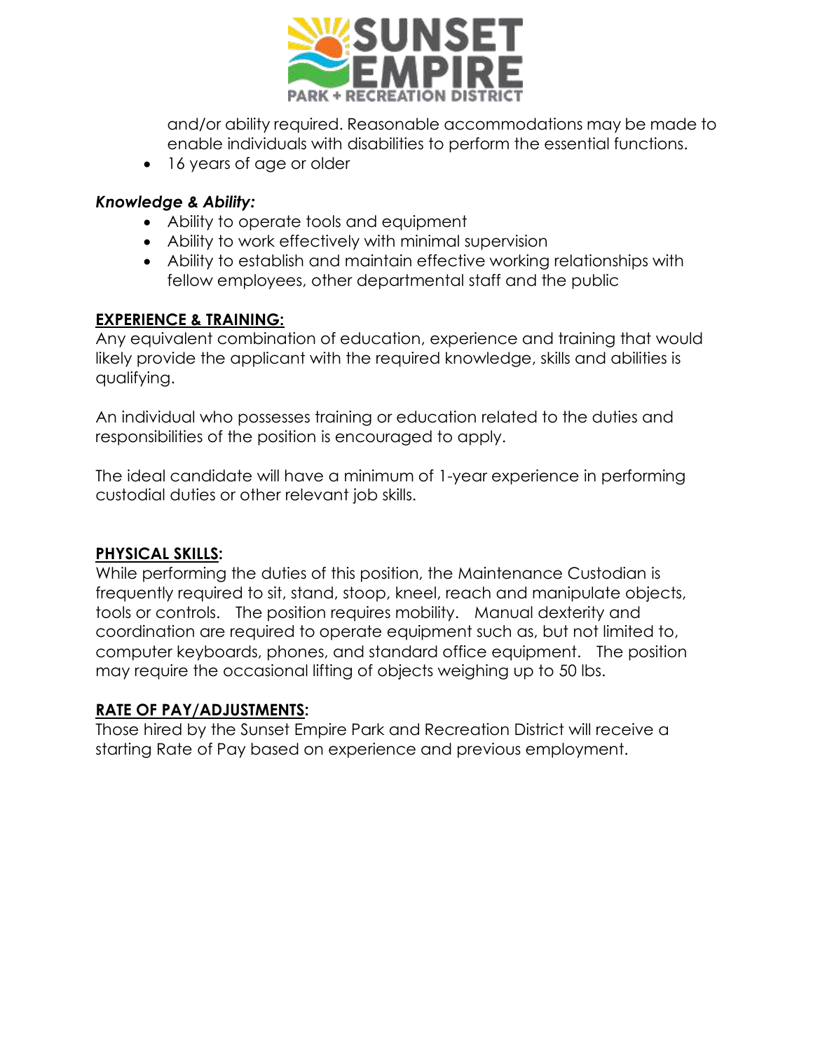and/or ability required. Reasonable accommodations may be made to enable individuals with disabilities to perform the essential functions.
- 16 years of age or older

***Knowledge & Ability:***
- Ability to operate tools and equipment
- Ability to work effectively with minimal supervision
- Ability to establish and maintain effective working relationships with fellow employees, other departmental staff and the public

**EXPERIENCE & TRAINING:**

Any equivalent combination of education, experience and training that would likely provide the applicant with the required knowledge, skills and abilities is qualifying.

An individual who possesses training or education related to the duties and responsibilities of the position is encouraged to apply.

The ideal candidate will have a minimum of 1-year experience in performing custodial duties or other relevant job skills.

**PHYSICAL SKILLS:**

While performing the duties of this position, the Maintenance Custodian is frequently required to sit, stand, stoop, kneel, reach and manipulate objects, tools or controls. The position requires mobility. Manual dexterity and coordination are required to operate equipment such as, but not limited to, computer keyboards, phones, and standard office equipment. The position may require the occasional lifting of objects weighing up to 50 lbs.

**RATE OF PAY/ADJUSTMENTS:**

Those hired by the Sunset Empire Park and Recreation District will receive a starting Rate of Pay based on experience and previous employment.